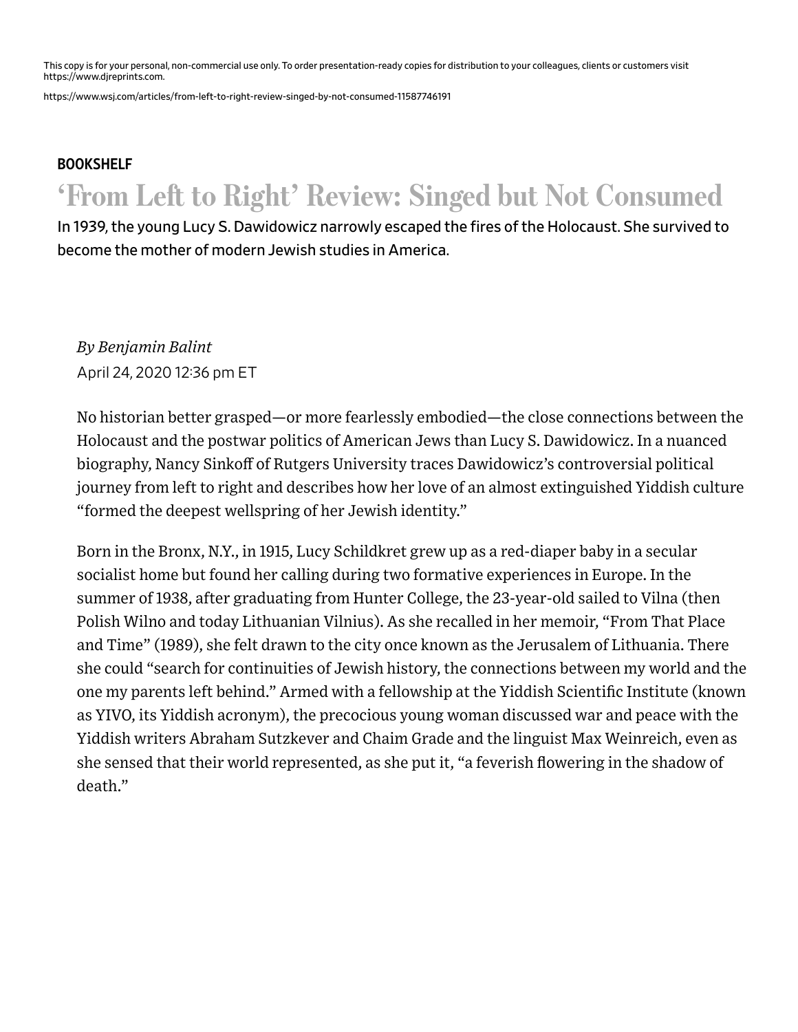This copy is for your personal, non-commercial use only. To order presentation-ready copies for distribution to your colleagues, clients or customers visit https://www.djreprints.com.

https://www.wsj.com/articles/from-left-to-right-review-singed-by-not-consumed-11587746191

**BOOKSHELF**

# 'From Left to Right' Review: Singed but Not Consumed

In 1939, the young Lucy S. Dawidowicz narrowly escaped the fires of the Holocaust. She survived to become the mother of modern Jewish studies in America.

*By Benjamin Balint*

April 24, 2020 12:36 pm ET

No historian better grasped—or more fearlessly embodied—the close connections between the Holocaust and the postwar politics of American Jews than Lucy S. Dawidowicz. In a nuanced biography, Nancy Sinkoff of Rutgers University traces Dawidowicz's controversial political journey from left to right and describes how her love of an almost extinguished Yiddish culture "formed the deepest wellspring of her Jewish identity."

Born in the Bronx, N.Y., in 1915, Lucy Schildkret grew up as a red-diaper baby in a secular socialist home but found her calling during two formative experiences in Europe. In the summer of 1938, after graduating from Hunter College, the 23-year-old sailed to Vilna (then Polish Wilno and today Lithuanian Vilnius). As she recalled in her memoir, "From That Place and Time" (1989), she felt drawn to the city once known as the Jerusalem of Lithuania. There she could "search for continuities of Jewish history, the connections between my world and the one my parents left behind." Armed with a fellowship at the Yiddish Scientific Institute (known as YIVO, its Yiddish acronym), the precocious young woman discussed war and peace with the Yiddish writers Abraham Sutzkever and Chaim Grade and the linguist Max Weinreich, even as she sensed that their world represented, as she put it, "a feverish flowering in the shadow of death."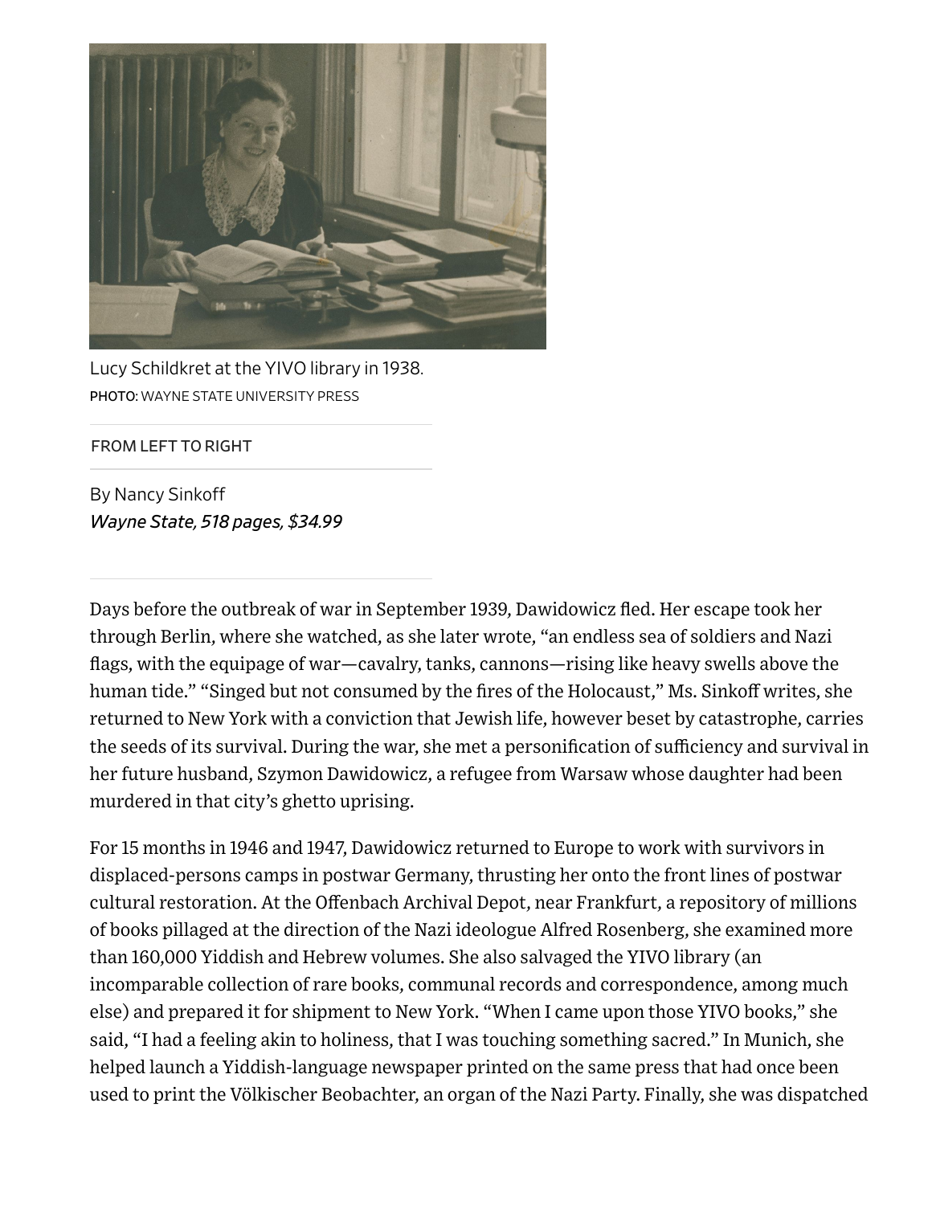Lucy Schildkret at the YIVO library in 1938.
PHOTO: WAYNE STATE UNIVERSITY PRESS

FROM LEFT TO RIGHT

By Nancy Sinkoff
*Wayne State, 518 pages, $34.99*

Days before the outbreak of war in September 1939, Dawidowicz fled. Her escape took her through Berlin, where she watched, as she later wrote, "an endless sea of soldiers and Nazi flags, with the equipage of war—cavalry, tanks, cannons—rising like heavy swells above the human tide." "Singed but not consumed by the fires of the Holocaust," Ms. Sinkoff writes, she returned to New York with a conviction that Jewish life, however beset by catastrophe, carries the seeds of its survival. During the war, she met a personification of sufficiency and survival in her future husband, Szymon Dawidowicz, a refugee from Warsaw whose daughter had been murdered in that city's ghetto uprising.

For 15 months in 1946 and 1947, Dawidowicz returned to Europe to work with survivors in displaced-persons camps in postwar Germany, thrusting her onto the front lines of postwar cultural restoration. At the Offenbach Archival Depot, near Frankfurt, a repository of millions of books pillaged at the direction of the Nazi ideologue Alfred Rosenberg, she examined more than 160,000 Yiddish and Hebrew volumes. She also salvaged the YIVO library (an incomparable collection of rare books, communal records and correspondence, among much else) and prepared it for shipment to New York. "When I came upon those YIVO books," she said, "I had a feeling akin to holiness, that I was touching something sacred." In Munich, she helped launch a Yiddish-language newspaper printed on the same press that had once been used to print the Völkischer Beobachter, an organ of the Nazi Party. Finally, she was dispatched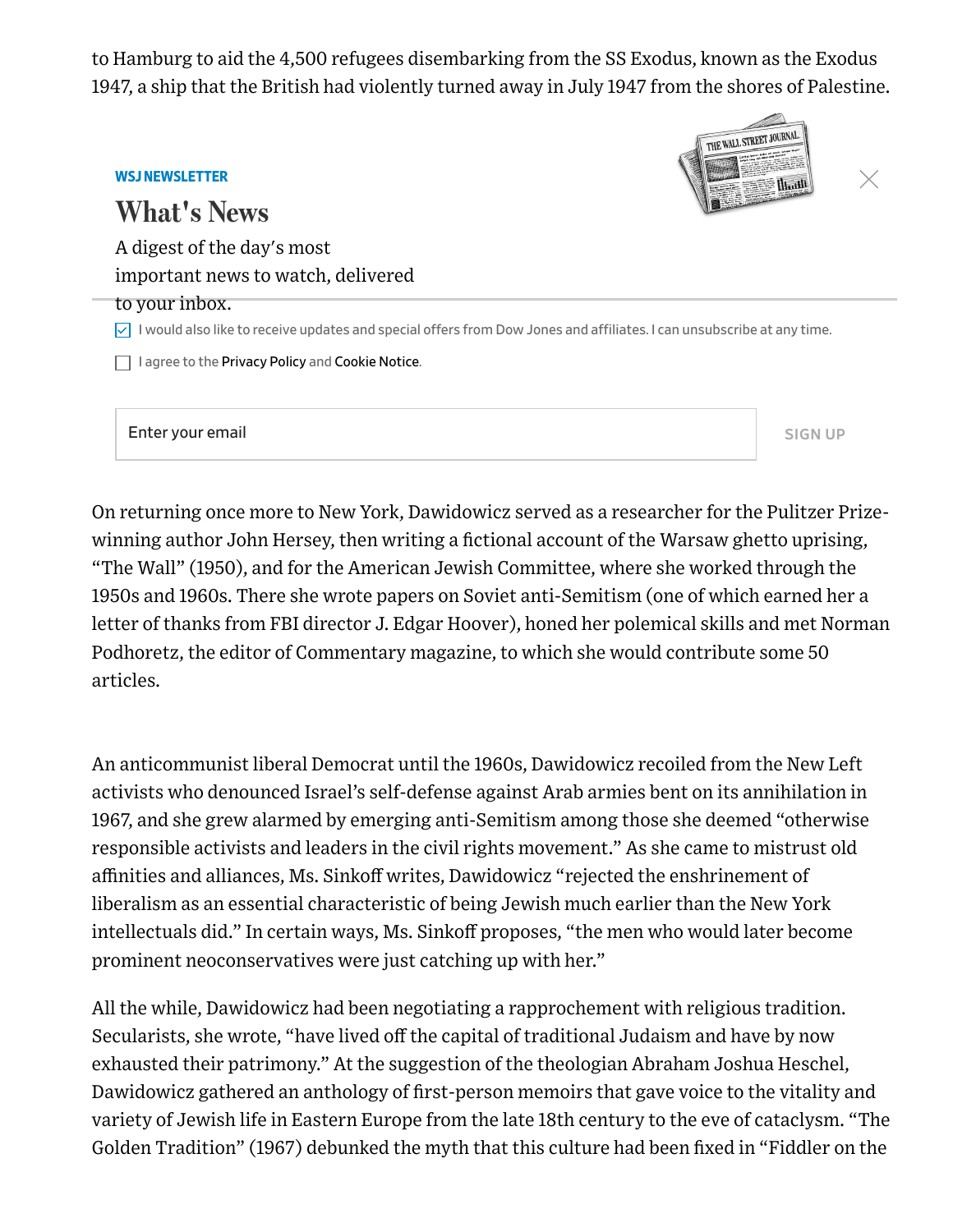to Hamburg to aid the 4,500 refugees disembarking from the SS Exodus, known as the Exodus 1947, a ship that the British had violently turned away in July 1947 from the shores of Palestine.

On returning once more to New York, Dawidowicz served as a researcher for the Pulitzer Prize-winning author John Hersey, then writing a fictional account of the Warsaw ghetto uprising, "The Wall" (1950), and for the American Jewish Committee, where she worked through the 1950s and 1960s. There she wrote papers on Soviet anti-Semitism (one of which earned her a letter of thanks from FBI director J. Edgar Hoover), honed her polemical skills and met Norman Podhoretz, the editor of Commentary magazine, to which she would contribute some 50 articles.

An anticommunist liberal Democrat until the 1960s, Dawidowicz recoiled from the New Left activists who denounced Israel's self-defense against Arab armies bent on its annihilation in 1967, and she grew alarmed by emerging anti-Semitism among those she deemed "otherwise responsible activists and leaders in the civil rights movement." As she came to mistrust old affinities and alliances, Ms. Sinkoff writes, Dawidowicz "rejected the enshrinement of liberalism as an essential characteristic of being Jewish much earlier than the New York intellectuals did." In certain ways, Ms. Sinkoff proposes, "the men who would later become prominent neoconservatives were just catching up with her."

All the while, Dawidowicz had been negotiating a rapprochement with religious tradition. Secularists, she wrote, "have lived off the capital of traditional Judaism and have by now exhausted their patrimony." At the suggestion of the theologian Abraham Joshua Heschel, Dawidowicz gathered an anthology of first-person memoirs that gave voice to the vitality and variety of Jewish life in Eastern Europe from the late 18th century to the eve of cataclysm. "The Golden Tradition" (1967) debunked the myth that this culture had been fixed in "Fiddler on the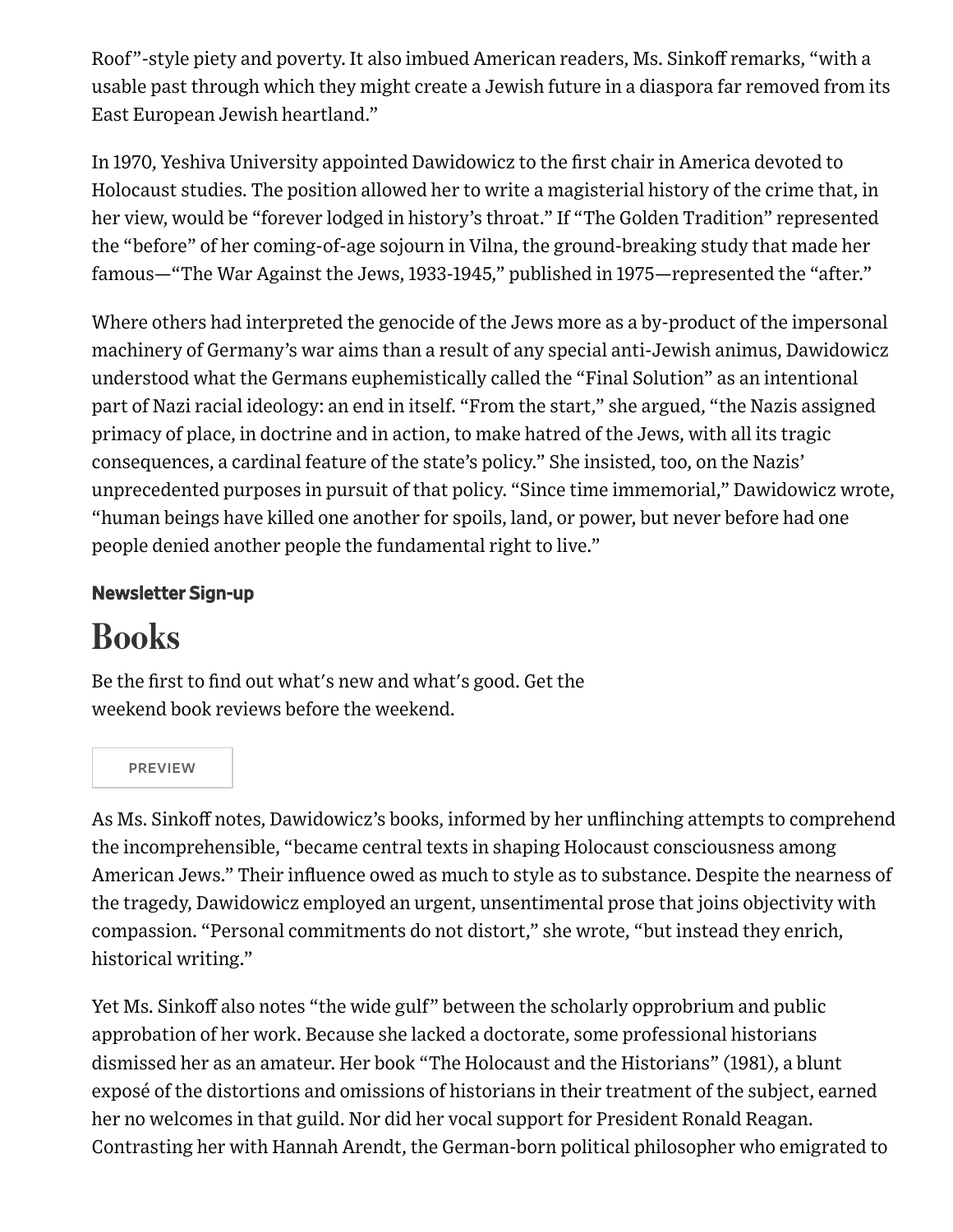Roof"-style piety and poverty. It also imbued American readers, Ms. Sinkoff remarks, "with a usable past through which they might create a Jewish future in a diaspora far removed from its East European Jewish heartland."

In 1970, Yeshiva University appointed Dawidowicz to the first chair in America devoted to Holocaust studies. The position allowed her to write a magisterial history of the crime that, in her view, would be "forever lodged in history's throat." If "The Golden Tradition" represented the "before" of her coming-of-age sojourn in Vilna, the ground-breaking study that made her famous—"The War Against the Jews, 1933-1945," published in 1975—represented the "after."

Where others had interpreted the genocide of the Jews more as a by-product of the impersonal machinery of Germany's war aims than a result of any special anti-Jewish animus, Dawidowicz understood what the Germans euphemistically called the "Final Solution" as an intentional part of Nazi racial ideology: an end in itself. "From the start," she argued, "the Nazis assigned primacy of place, in doctrine and in action, to make hatred of the Jews, with all its tragic consequences, a cardinal feature of the state's policy." She insisted, too, on the Nazis' unprecedented purposes in pursuit of that policy. "Since time immemorial," Dawidowicz wrote, "human beings have killed one another for spoils, land, or power, but never before had one people denied another people the fundamental right to live."

**Newsletter Sign-up**

## Books

Be the first to find out what's new and what's good. Get the weekend book reviews before the weekend.

PREVIEW

As Ms. Sinkoff notes, Dawidowicz's books, informed by her unflinching attempts to comprehend the incomprehensible, "became central texts in shaping Holocaust consciousness among American Jews." Their influence owed as much to style as to substance. Despite the nearness of the tragedy, Dawidowicz employed an urgent, unsentimental prose that joins objectivity with compassion. "Personal commitments do not distort," she wrote, "but instead they enrich, historical writing."

Yet Ms. Sinkoff also notes "the wide gulf" between the scholarly opprobrium and public approbation of her work. Because she lacked a doctorate, some professional historians dismissed her as an amateur. Her book "The Holocaust and the Historians" (1981), a blunt exposé of the distortions and omissions of historians in their treatment of the subject, earned her no welcomes in that guild. Nor did her vocal support for President Ronald Reagan. Contrasting her with Hannah Arendt, the German-born political philosopher who emigrated to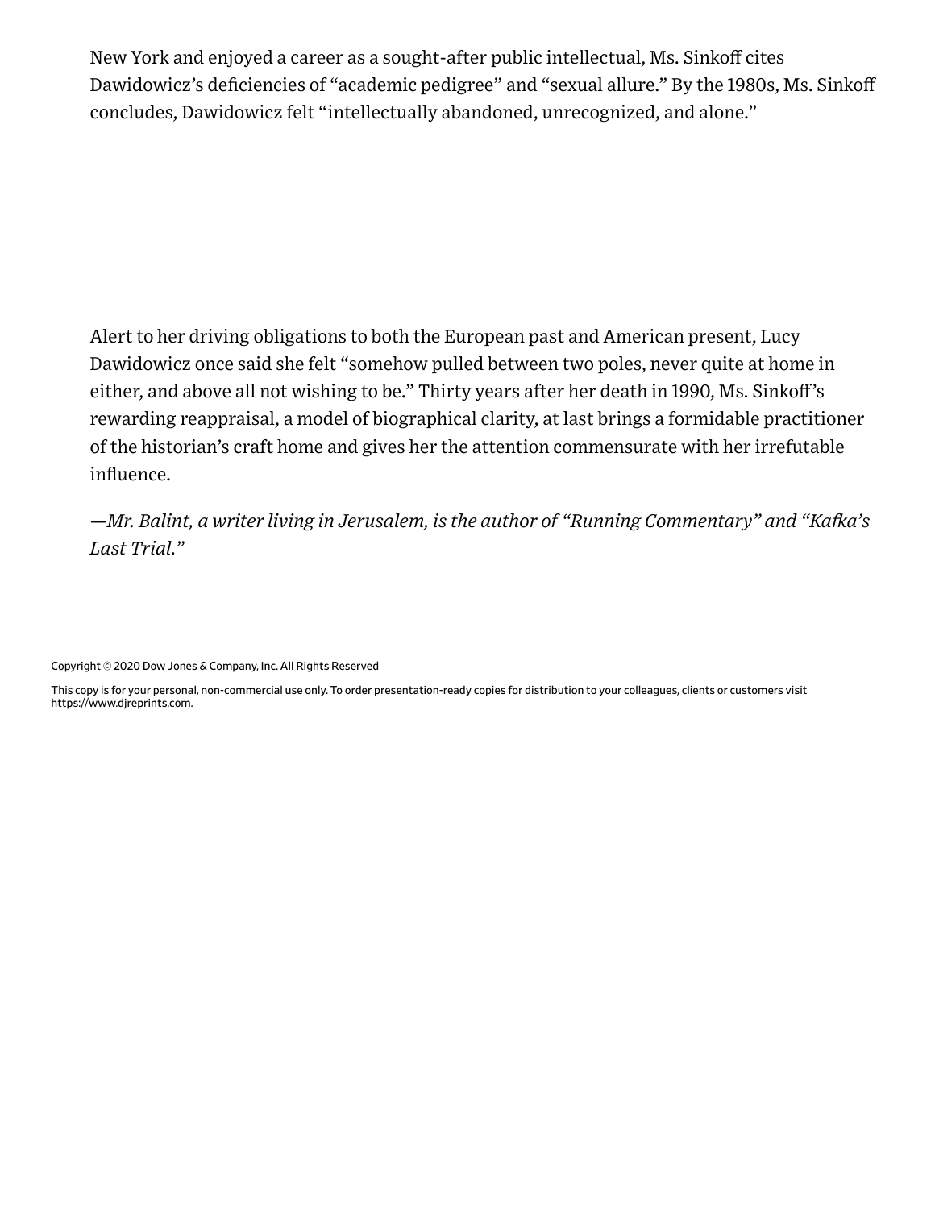New York and enjoyed a career as a sought-after public intellectual, Ms. Sinkoff cites Dawidowicz's deficiencies of "academic pedigree" and "sexual allure." By the 1980s, Ms. Sinkoff concludes, Dawidowicz felt "intellectually abandoned, unrecognized, and alone."

Alert to her driving obligations to both the European past and American present, Lucy Dawidowicz once said she felt "somehow pulled between two poles, never quite at home in either, and above all not wishing to be." Thirty years after her death in 1990, Ms. Sinkoff's rewarding reappraisal, a model of biographical clarity, at last brings a formidable practitioner of the historian's craft home and gives her the attention commensurate with her irrefutable influence.

*—Mr. Balint, a writer living in Jerusalem, is the author of "Running Commentary" and "Kafka's Last Trial."*

Copyright © 2020 Dow Jones & Company, Inc. All Rights Reserved

This copy is for your personal, non-commercial use only. To order presentation-ready copies for distribution to your colleagues, clients or customers visit https://www.djreprints.com.